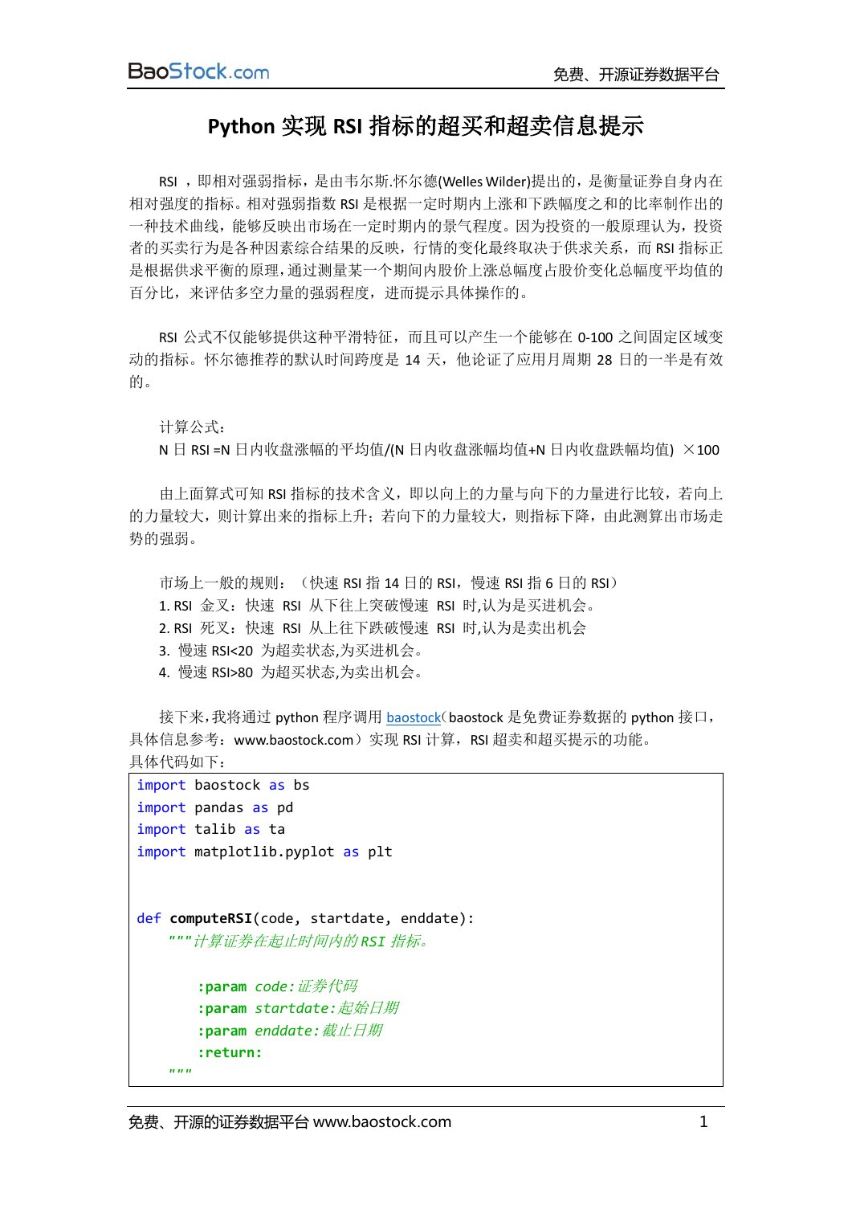# Python 实现 RSI 指标的超买和超卖信息提示

RSI ，即相对强弱指标，是由韦尔斯.怀尔德(Welles Wilder)提出的，是衡量证券自身内在相对强度的指标。相对强弱指数 RSI 是根据一定时期内上涨和下跌幅度之和的比率制作出的一种技术曲线，能够反映出市场在一定时期内的景气程度。因为投资的一般原理认为，投资者的买卖行为是各种因素综合结果的反映，行情的变化最终取决于供求关系，而 RSI 指标正是根据供求平衡的原理，通过测量某一个期间内股价上涨总幅度占股价变化总幅度平均值的百分比，来评估多空力量的强弱程度，进而提示具体操作的。

RSI 公式不仅能够提供这种平滑特征，而且可以产生一个能够在 0-100 之间固定区域变动的指标。怀尔德推荐的默认时间跨度是 14 天，他论证了应用月周期 28 日的一半是有效的。

计算公式：

N 日 RSI =N 日内收盘涨幅的平均值/(N 日内收盘涨幅均值+N 日内收盘跌幅均值) ×100

由上面算式可知 RSI 指标的技术含义，即以向上的力量与向下的力量进行比较，若向上的力量较大，则计算出来的指标上升；若向下的力量较大，则指标下降，由此测算出市场走势的强弱。

市场上一般的规则：（快速 RSI 指 14 日的 RSI，慢速 RSI 指 6 日的 RSI）

1. RSI 金叉：快速 RSI 从下往上突破慢速 RSI 时,认为是买进机会。
2. RSI 死叉：快速 RSI 从上往下跌破慢速 RSI 时,认为是卖出机会
3. 慢速 RSI<20 为超卖状态,为买进机会。
4. 慢速 RSI>80 为超买状态,为卖出机会。

接下来,我将通过 python 程序调用 baostock（baostock 是免费证券数据的 python 接口，具体信息参考：www.baostock.com）实现 RSI 计算，RSI 超卖和超买提示的功能。

具体代码如下：

```
import baostock as bs
import pandas as pd
import talib as ta
import matplotlib.pyplot as plt


def computeRSI(code, startdate, enddate):
    """计算证券在起止时间内的 RSI 指标。

        :param code:证券代码
        :param startdate:起始日期
        :param enddate:截止日期
        :return:
    """
```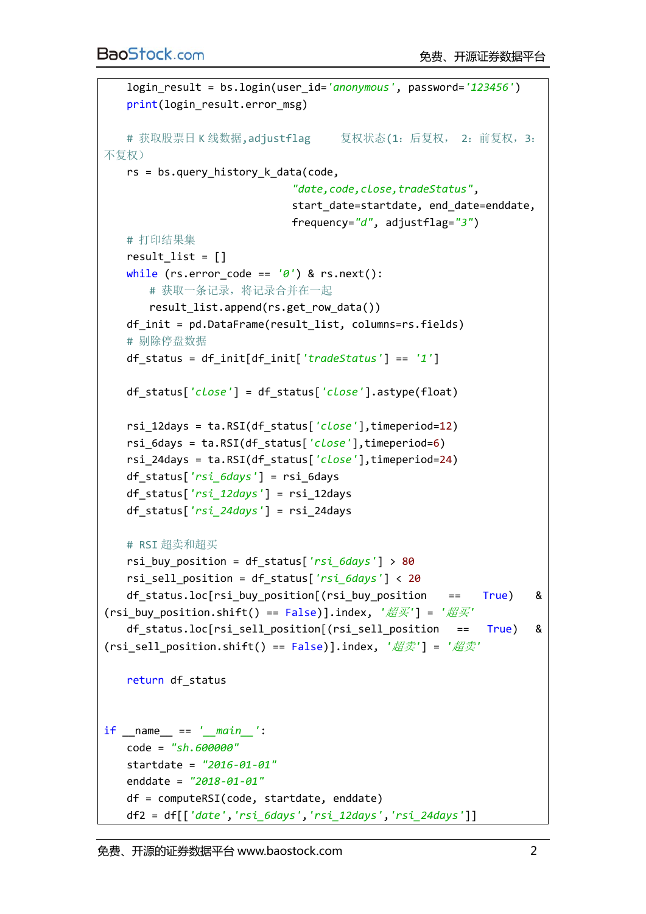```python
    login_result = bs.login(user_id='anonymous', password='123456')
    print(login_result.error_msg)

    # 获取股票日 K 线数据,adjustflag    复权状态(1: 后复权, 2: 前复权, 3: 不复权)
    rs = bs.query_history_k_data(code,
                                 "date,code,close,tradeStatus",
                                 start_date=startdate, end_date=enddate,
                                 frequency="d", adjustflag="3")
    # 打印结果集
    result_list = []
    while (rs.error_code == '0') & rs.next():
        # 获取一条记录, 将记录合并在一起
        result_list.append(rs.get_row_data())
    df_init = pd.DataFrame(result_list, columns=rs.fields)
    # 剔除停盘数据
    df_status = df_init[df_init['tradeStatus'] == '1']

    df_status['close'] = df_status['close'].astype(float)

    rsi_12days = ta.RSI(df_status['close'],timeperiod=12)
    rsi_6days = ta.RSI(df_status['close'],timeperiod=6)
    rsi_24days = ta.RSI(df_status['close'],timeperiod=24)
    df_status['rsi_6days'] = rsi_6days
    df_status['rsi_12days'] = rsi_12days
    df_status['rsi_24days'] = rsi_24days

    # RSI 超卖和超买
    rsi_buy_position = df_status['rsi_6days'] > 80
    rsi_sell_position = df_status['rsi_6days'] < 20
    df_status.loc[rsi_buy_position[(rsi_buy_position == True) & (rsi_buy_position.shift() == False)].index, '超买'] = '超买'
    df_status.loc[rsi_sell_position[(rsi_sell_position == True) & (rsi_sell_position.shift() == False)].index, '超卖'] = '超卖'

    return df_status


if __name__ == '__main__':
    code = "sh.600000"
    startdate = "2016-01-01"
    enddate = "2018-01-01"
    df = computeRSI(code, startdate, enddate)
    df2 = df[['date','rsi_6days','rsi_12days','rsi_24days']]
```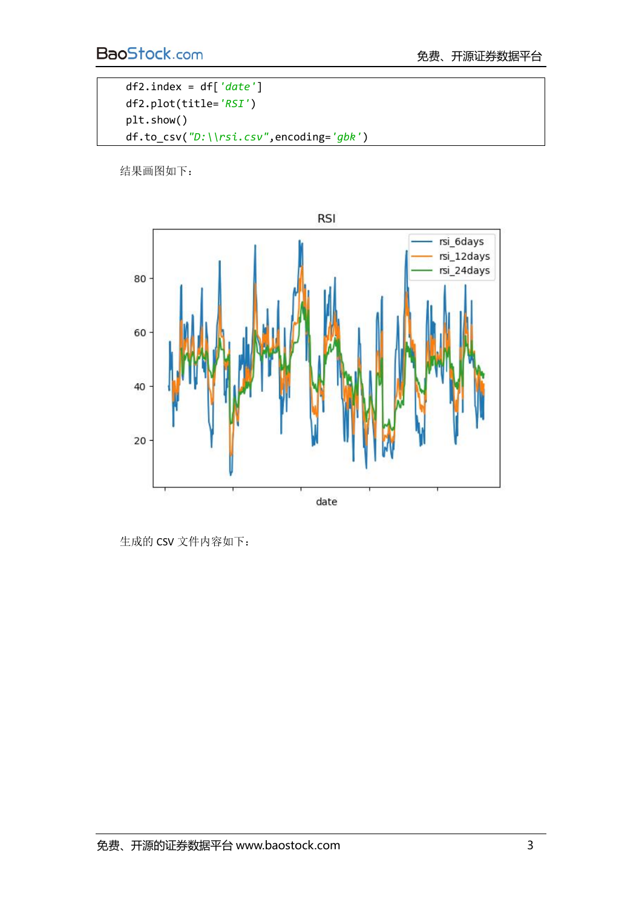```
    df2.index = df['date']
    df2.plot(title='RSI')
    plt.show()
    df.to_csv("D:\\rsi.csv",encoding='gbk')
```

结果画图如下：

生成的 CSV 文件内容如下：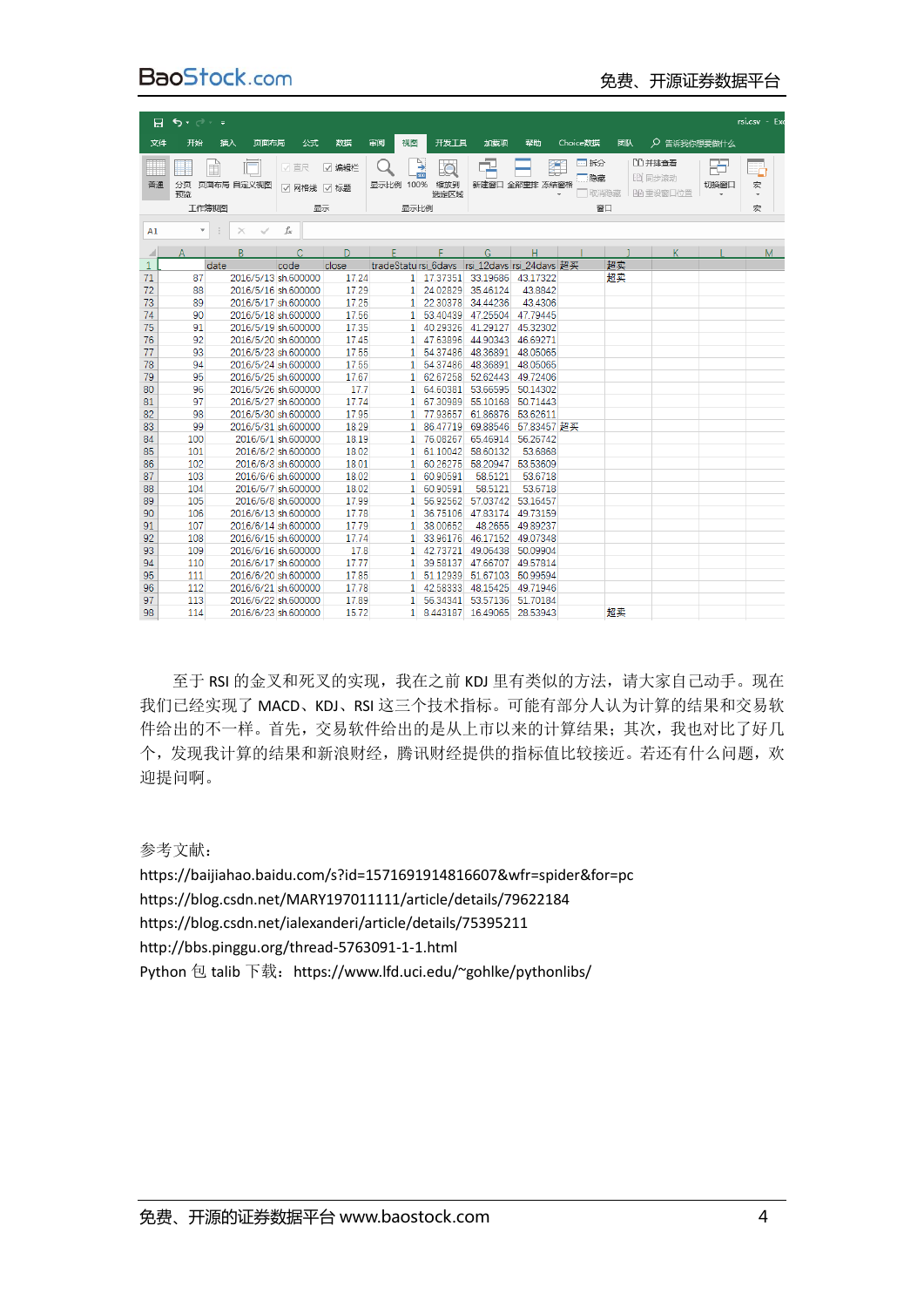| | A | date | code | close | tradeStatu | rsi_6days | rsi_12days | rsi_24days | 超买 | 超卖 |
|---|---|---|---|---|---|---|---|---|---|---|
| 71 | 87 | 2016/5/13 | sh.600000 | 17.24 | 1 | 17.37351 | 33.19686 | 43.17322 | | 超卖 |
| 72 | 88 | 2016/5/16 | sh.600000 | 17.29 | 1 | 24.02829 | 35.46124 | 43.8842 | | |
| 73 | 89 | 2016/5/17 | sh.600000 | 17.25 | 1 | 22.30378 | 34.44236 | 43.4306 | | |
| 74 | 90 | 2016/5/18 | sh.600000 | 17.56 | 1 | 53.40439 | 47.25504 | 47.79445 | | |
| 75 | 91 | 2016/5/19 | sh.600000 | 17.35 | 1 | 40.29326 | 41.29127 | 45.32302 | | |
| 76 | 92 | 2016/5/20 | sh.600000 | 17.45 | 1 | 47.63896 | 44.90343 | 46.69271 | | |
| 77 | 93 | 2016/5/23 | sh.600000 | 17.55 | 1 | 54.37486 | 48.36891 | 48.05065 | | |
| 78 | 94 | 2016/5/24 | sh.600000 | 17.55 | 1 | 54.37486 | 48.36891 | 48.05065 | | |
| 79 | 95 | 2016/5/25 | sh.600000 | 17.67 | 1 | 62.67258 | 52.62443 | 49.72406 | | |
| 80 | 96 | 2016/5/26 | sh.600000 | 17.7 | 1 | 64.60381 | 53.66595 | 50.14302 | | |
| 81 | 97 | 2016/5/27 | sh.600000 | 17.74 | 1 | 67.30989 | 55.10168 | 50.71443 | | |
| 82 | 98 | 2016/5/30 | sh.600000 | 17.95 | 1 | 77.93657 | 61.86876 | 53.62611 | | |
| 83 | 99 | 2016/5/31 | sh.600000 | 18.29 | 1 | 86.47719 | 69.88546 | 57.83457 | 超买 | |
| 84 | 100 | 2016/6/1 | sh.600000 | 18.19 | 1 | 76.08267 | 65.46914 | 56.26742 | | |
| 85 | 101 | 2016/6/2 | sh.600000 | 18.02 | 1 | 61.10042 | 58.60132 | 53.6868 | | |
| 86 | 102 | 2016/6/3 | sh.600000 | 18.01 | 1 | 60.26275 | 58.20947 | 53.53609 | | |
| 87 | 103 | 2016/6/6 | sh.600000 | 18.02 | 1 | 60.90591 | 58.5121 | 53.6718 | | |
| 88 | 104 | 2016/6/7 | sh.600000 | 18.02 | 1 | 60.90591 | 58.5121 | 53.6718 | | |
| 89 | 105 | 2016/6/8 | sh.600000 | 17.99 | 1 | 56.92562 | 57.03742 | 53.16457 | | |
| 90 | 106 | 2016/6/13 | sh.600000 | 17.78 | 1 | 36.75106 | 47.83174 | 49.73159 | | |
| 91 | 107 | 2016/6/14 | sh.600000 | 17.79 | 1 | 38.00652 | 48.2655 | 49.89237 | | |
| 92 | 108 | 2016/6/15 | sh.600000 | 17.74 | 1 | 33.96176 | 46.17152 | 49.07348 | | |
| 93 | 109 | 2016/6/16 | sh.600000 | 17.8 | 1 | 42.73721 | 49.06438 | 50.09904 | | |
| 94 | 110 | 2016/6/17 | sh.600000 | 17.77 | 1 | 39.58137 | 47.66707 | 49.57814 | | |
| 95 | 111 | 2016/6/20 | sh.600000 | 17.85 | 1 | 51.12939 | 51.67103 | 50.99594 | | |
| 96 | 112 | 2016/6/21 | sh.600000 | 17.78 | 1 | 42.58333 | 48.15425 | 49.71946 | | |
| 97 | 113 | 2016/6/22 | sh.600000 | 17.89 | 1 | 56.34341 | 53.57136 | 51.70184 | | |
| 98 | 114 | 2016/6/23 | sh.600000 | 15.72 | 1 | 8.443187 | 16.49065 | 28.53943 | | 超卖 |

至于 RSI 的金叉和死叉的实现，我在之前 KDJ 里有类似的方法，请大家自己动手。现在我们已经实现了 MACD、KDJ、RSI 这三个技术指标。可能有部分人认为计算的结果和交易软件给出的不一样。首先，交易软件给出的是从上市以来的计算结果；其次，我也对比了好几个，发现我计算的结果和新浪财经，腾讯财经提供的指标值比较接近。若还有什么问题，欢迎提问啊。

参考文献：

https://baijiahao.baidu.com/s?id=1571691914816607&wfr=spider&for=pc

https://blog.csdn.net/MARY197011111/article/details/79622184

https://blog.csdn.net/ialexanderi/article/details/75395211

http://bbs.pinggu.org/thread-5763091-1-1.html

Python 包 talib 下载：https://www.lfd.uci.edu/~gohlke/pythonlibs/